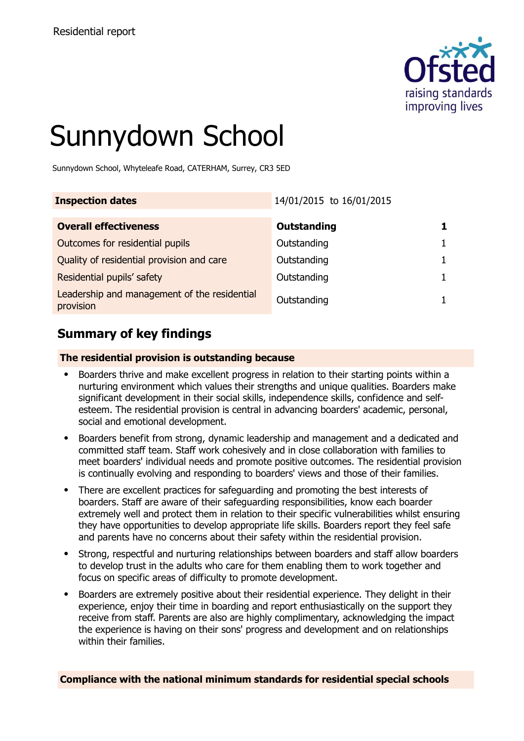Residential report

# Sunnydown School

Sunnydown School, Whyteleafe Road, CATERHAM, Surrey, CR3 5ED

| **Inspection dates** | 14/01/2015 to 16/01/2015 | |
|---|---|---|
| **Overall effectiveness** | **Outstanding** | **1** |
| Outcomes for residential pupils | Outstanding | 1 |
| Quality of residential provision and care | Outstanding | 1 |
| Residential pupils' safety | Outstanding | 1 |
| Leadership and management of the residential provision | Outstanding | 1 |

## Summary of key findings

**The residential provision is outstanding because**

- Boarders thrive and make excellent progress in relation to their starting points within a nurturing environment which values their strengths and unique qualities. Boarders make significant development in their social skills, independence skills, confidence and self-esteem. The residential provision is central in advancing boarders' academic, personal, social and emotional development.
- Boarders benefit from strong, dynamic leadership and management and a dedicated and committed staff team. Staff work cohesively and in close collaboration with families to meet boarders' individual needs and promote positive outcomes. The residential provision is continually evolving and responding to boarders' views and those of their families.
- There are excellent practices for safeguarding and promoting the best interests of boarders. Staff are aware of their safeguarding responsibilities, know each boarder extremely well and protect them in relation to their specific vulnerabilities whilst ensuring they have opportunities to develop appropriate life skills. Boarders report they feel safe and parents have no concerns about their safety within the residential provision.
- Strong, respectful and nurturing relationships between boarders and staff allow boarders to develop trust in the adults who care for them enabling them to work together and focus on specific areas of difficulty to promote development.
- Boarders are extremely positive about their residential experience. They delight in their experience, enjoy their time in boarding and report enthusiastically on the support they receive from staff. Parents are also are highly complimentary, acknowledging the impact the experience is having on their sons' progress and development and on relationships within their families.

**Compliance with the national minimum standards for residential special schools**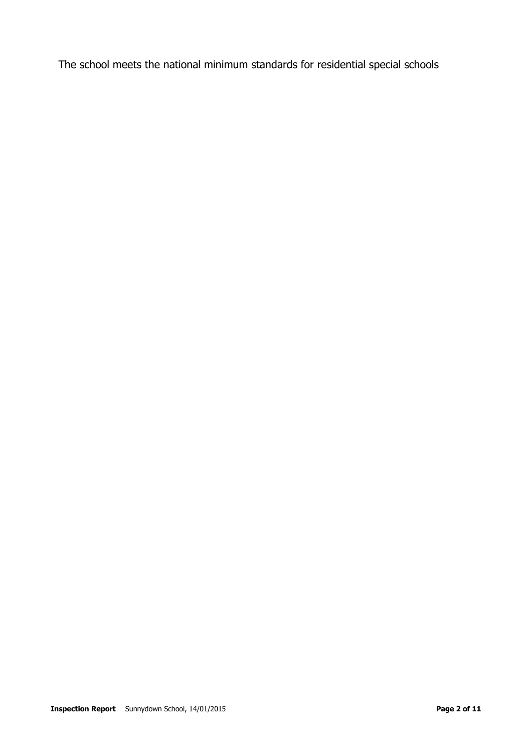The school meets the national minimum standards for residential special schools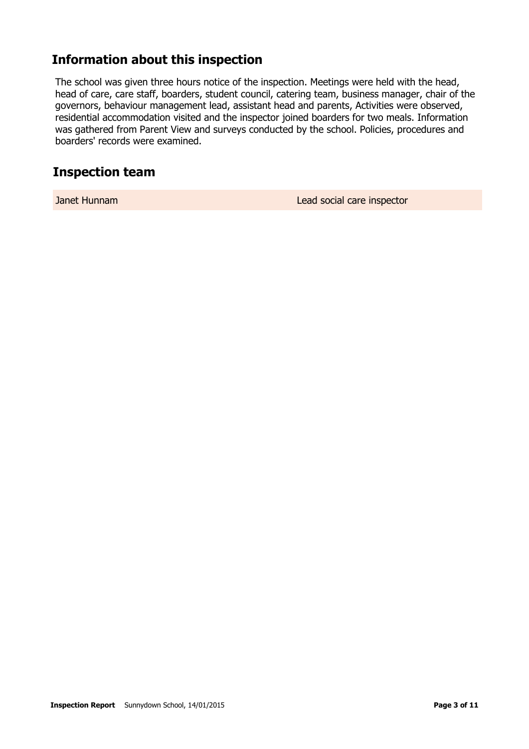## Information about this inspection

The school was given three hours notice of the inspection. Meetings were held with the head, head of care, care staff, boarders, student council, catering team, business manager, chair of the governors, behaviour management lead, assistant head and parents, Activities were observed, residential accommodation visited and the inspector joined boarders for two meals. Information was gathered from Parent View and surveys conducted by the school. Policies, procedures and boarders' records were examined.

## Inspection team

| | |
|---|---|
| Janet Hunnam | Lead social care inspector |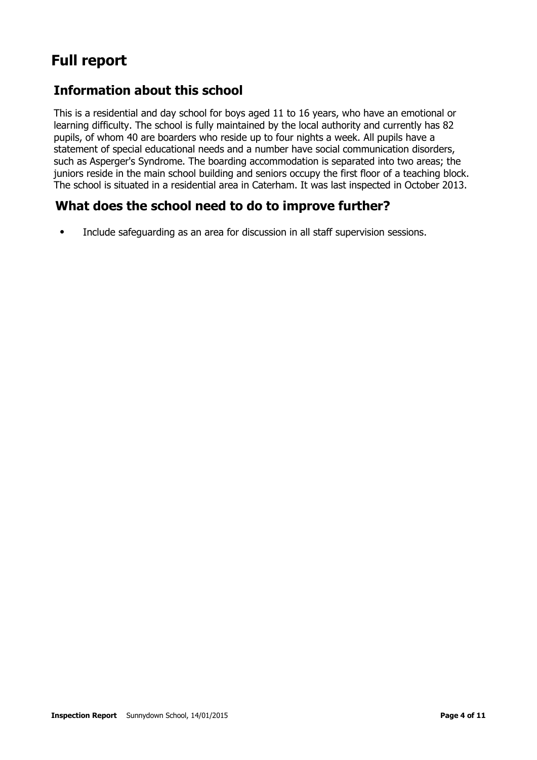# Full report

## Information about this school

This is a residential and day school for boys aged 11 to 16 years, who have an emotional or learning difficulty. The school is fully maintained by the local authority and currently has 82 pupils, of whom 40 are boarders who reside up to four nights a week. All pupils have a statement of special educational needs and a number have social communication disorders, such as Asperger's Syndrome. The boarding accommodation is separated into two areas; the juniors reside in the main school building and seniors occupy the first floor of a teaching block. The school is situated in a residential area in Caterham. It was last inspected in October 2013.

## What does the school need to do to improve further?

- Include safeguarding as an area for discussion in all staff supervision sessions.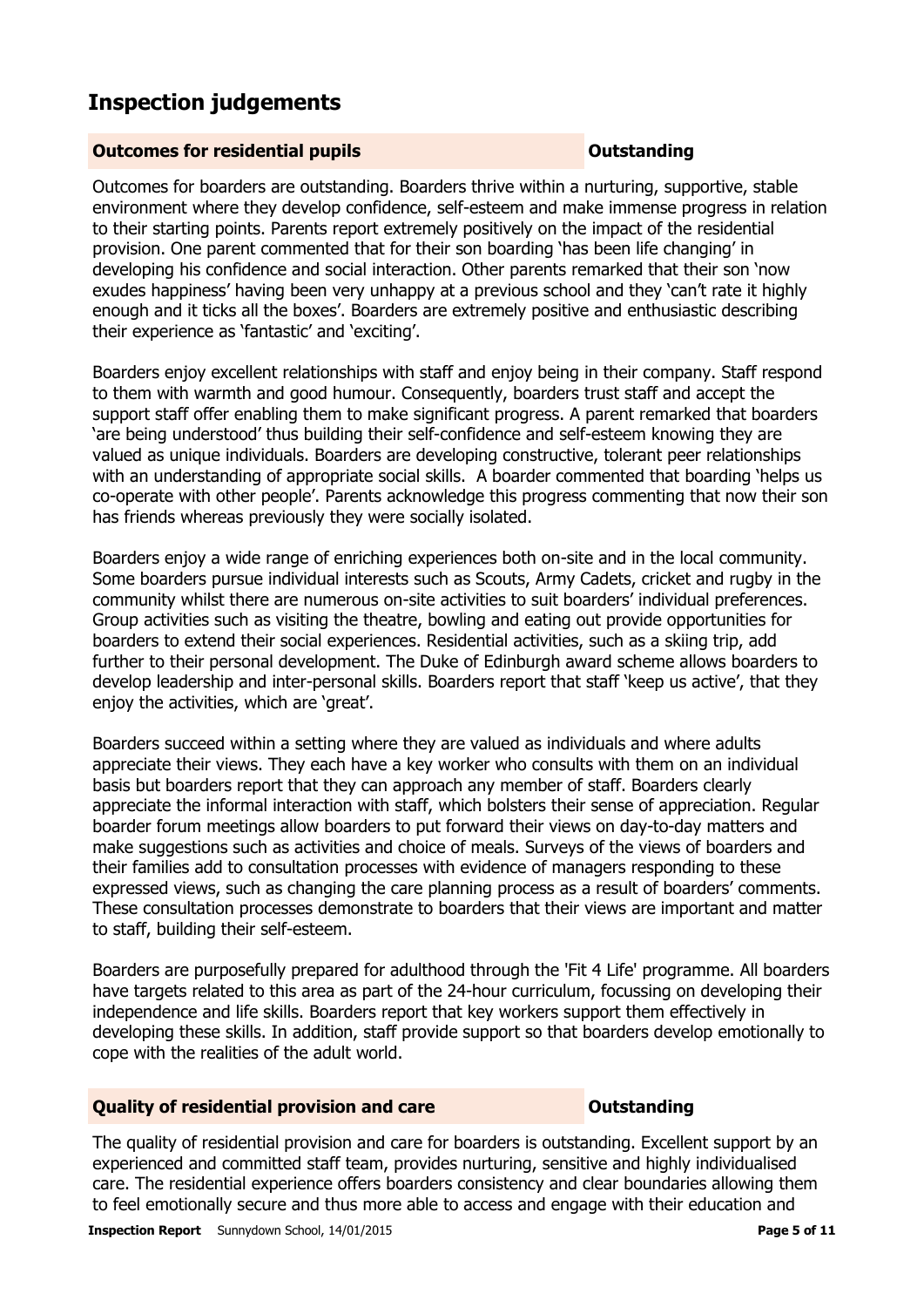## Inspection judgements

### Outcomes for residential pupils — Outstanding

Outcomes for boarders are outstanding. Boarders thrive within a nurturing, supportive, stable environment where they develop confidence, self-esteem and make immense progress in relation to their starting points. Parents report extremely positively on the impact of the residential provision. One parent commented that for their son boarding 'has been life changing' in developing his confidence and social interaction. Other parents remarked that their son 'now exudes happiness' having been very unhappy at a previous school and they 'can't rate it highly enough and it ticks all the boxes'. Boarders are extremely positive and enthusiastic describing their experience as 'fantastic' and 'exciting'.

Boarders enjoy excellent relationships with staff and enjoy being in their company. Staff respond to them with warmth and good humour. Consequently, boarders trust staff and accept the support staff offer enabling them to make significant progress. A parent remarked that boarders 'are being understood' thus building their self-confidence and self-esteem knowing they are valued as unique individuals. Boarders are developing constructive, tolerant peer relationships with an understanding of appropriate social skills. A boarder commented that boarding 'helps us co-operate with other people'. Parents acknowledge this progress commenting that now their son has friends whereas previously they were socially isolated.

Boarders enjoy a wide range of enriching experiences both on-site and in the local community. Some boarders pursue individual interests such as Scouts, Army Cadets, cricket and rugby in the community whilst there are numerous on-site activities to suit boarders' individual preferences. Group activities such as visiting the theatre, bowling and eating out provide opportunities for boarders to extend their social experiences. Residential activities, such as a skiing trip, add further to their personal development. The Duke of Edinburgh award scheme allows boarders to develop leadership and inter-personal skills. Boarders report that staff 'keep us active', that they enjoy the activities, which are 'great'.

Boarders succeed within a setting where they are valued as individuals and where adults appreciate their views. They each have a key worker who consults with them on an individual basis but boarders report that they can approach any member of staff. Boarders clearly appreciate the informal interaction with staff, which bolsters their sense of appreciation. Regular boarder forum meetings allow boarders to put forward their views on day-to-day matters and make suggestions such as activities and choice of meals. Surveys of the views of boarders and their families add to consultation processes with evidence of managers responding to these expressed views, such as changing the care planning process as a result of boarders' comments. These consultation processes demonstrate to boarders that their views are important and matter to staff, building their self-esteem.

Boarders are purposefully prepared for adulthood through the 'Fit 4 Life' programme. All boarders have targets related to this area as part of the 24-hour curriculum, focussing on developing their independence and life skills. Boarders report that key workers support them effectively in developing these skills. In addition, staff provide support so that boarders develop emotionally to cope with the realities of the adult world.

### Quality of residential provision and care — Outstanding

The quality of residential provision and care for boarders is outstanding. Excellent support by an experienced and committed staff team, provides nurturing, sensitive and highly individualised care. The residential experience offers boarders consistency and clear boundaries allowing them to feel emotionally secure and thus more able to access and engage with their education and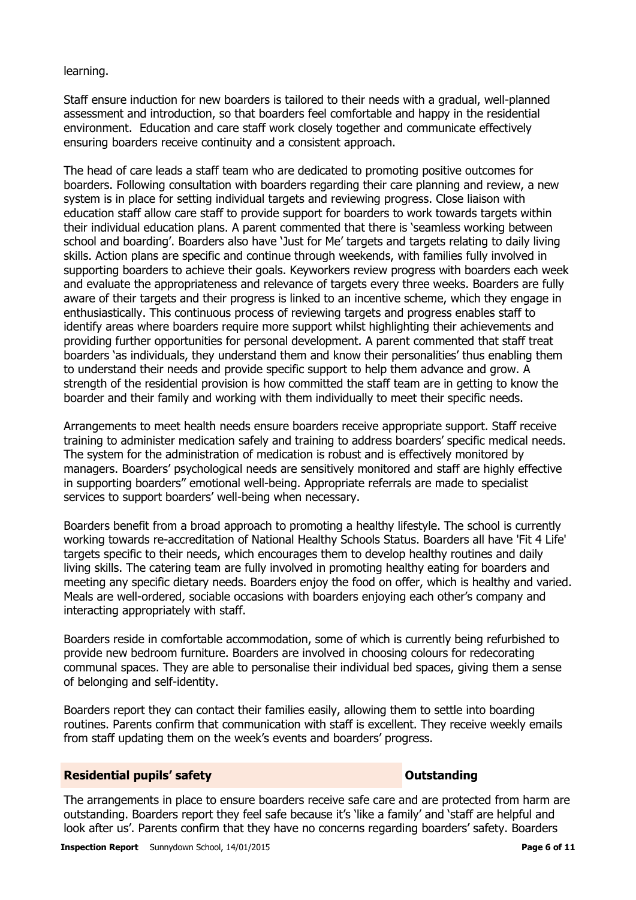learning.

Staff ensure induction for new boarders is tailored to their needs with a gradual, well-planned assessment and introduction, so that boarders feel comfortable and happy in the residential environment. Education and care staff work closely together and communicate effectively ensuring boarders receive continuity and a consistent approach.

The head of care leads a staff team who are dedicated to promoting positive outcomes for boarders. Following consultation with boarders regarding their care planning and review, a new system is in place for setting individual targets and reviewing progress. Close liaison with education staff allow care staff to provide support for boarders to work towards targets within their individual education plans. A parent commented that there is 'seamless working between school and boarding'. Boarders also have 'Just for Me' targets and targets relating to daily living skills. Action plans are specific and continue through weekends, with families fully involved in supporting boarders to achieve their goals. Keyworkers review progress with boarders each week and evaluate the appropriateness and relevance of targets every three weeks. Boarders are fully aware of their targets and their progress is linked to an incentive scheme, which they engage in enthusiastically. This continuous process of reviewing targets and progress enables staff to identify areas where boarders require more support whilst highlighting their achievements and providing further opportunities for personal development. A parent commented that staff treat boarders 'as individuals, they understand them and know their personalities' thus enabling them to understand their needs and provide specific support to help them advance and grow. A strength of the residential provision is how committed the staff team are in getting to know the boarder and their family and working with them individually to meet their specific needs.

Arrangements to meet health needs ensure boarders receive appropriate support. Staff receive training to administer medication safely and training to address boarders' specific medical needs. The system for the administration of medication is robust and is effectively monitored by managers. Boarders' psychological needs are sensitively monitored and staff are highly effective in supporting boarders'' emotional well-being. Appropriate referrals are made to specialist services to support boarders' well-being when necessary.

Boarders benefit from a broad approach to promoting a healthy lifestyle. The school is currently working towards re-accreditation of National Healthy Schools Status. Boarders all have 'Fit 4 Life' targets specific to their needs, which encourages them to develop healthy routines and daily living skills. The catering team are fully involved in promoting healthy eating for boarders and meeting any specific dietary needs. Boarders enjoy the food on offer, which is healthy and varied. Meals are well-ordered, sociable occasions with boarders enjoying each other's company and interacting appropriately with staff.

Boarders reside in comfortable accommodation, some of which is currently being refurbished to provide new bedroom furniture. Boarders are involved in choosing colours for redecorating communal spaces. They are able to personalise their individual bed spaces, giving them a sense of belonging and self-identity.

Boarders report they can contact their families easily, allowing them to settle into boarding routines. Parents confirm that communication with staff is excellent. They receive weekly emails from staff updating them on the week's events and boarders' progress.

| **Residential pupils' safety** | **Outstanding** |
|---|---|

The arrangements in place to ensure boarders receive safe care and are protected from harm are outstanding. Boarders report they feel safe because it's 'like a family' and 'staff are helpful and look after us'. Parents confirm that they have no concerns regarding boarders' safety. Boarders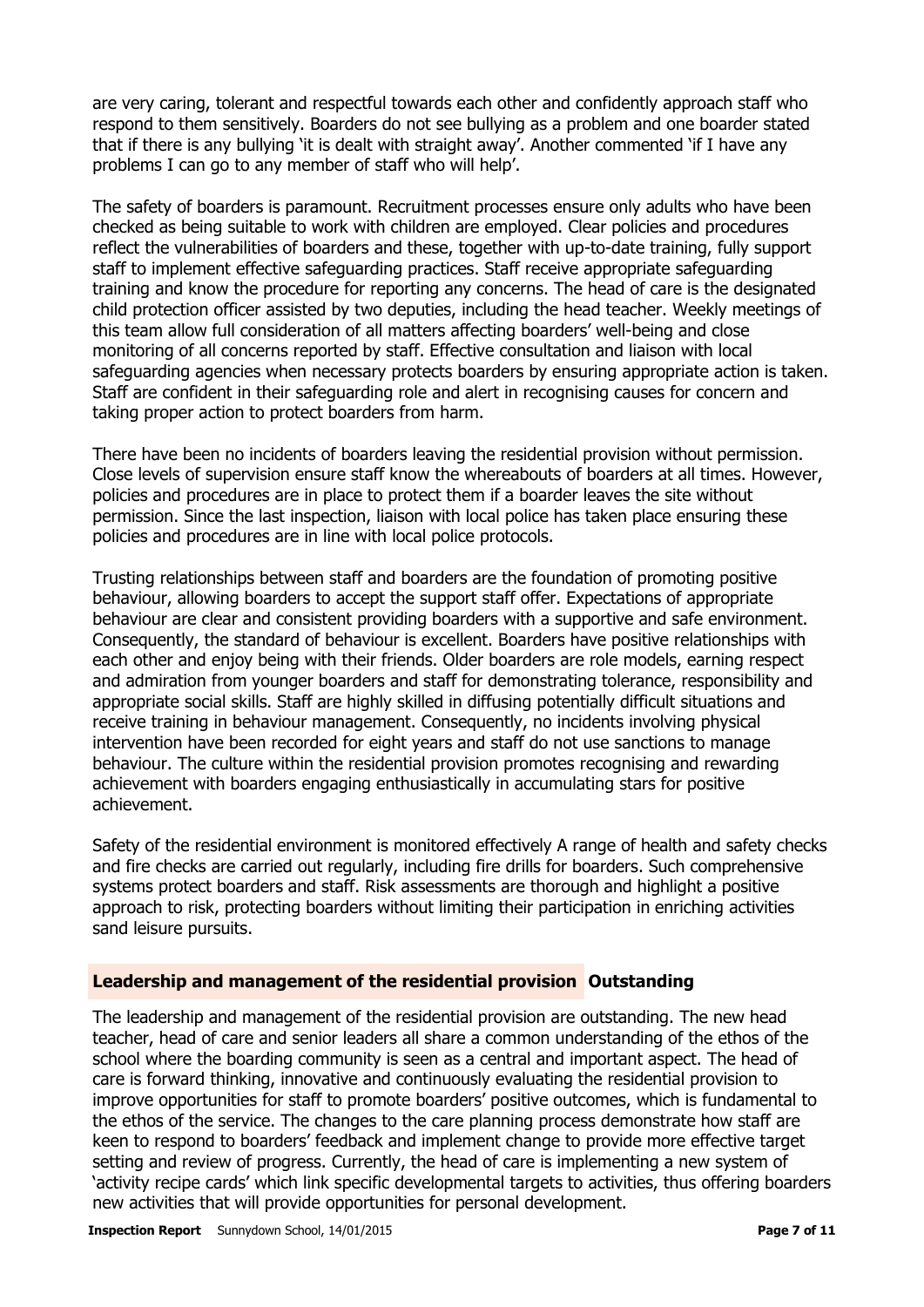are very caring, tolerant and respectful towards each other and confidently approach staff who respond to them sensitively. Boarders do not see bullying as a problem and one boarder stated that if there is any bullying 'it is dealt with straight away'. Another commented 'if I have any problems I can go to any member of staff who will help'.

The safety of boarders is paramount. Recruitment processes ensure only adults who have been checked as being suitable to work with children are employed. Clear policies and procedures reflect the vulnerabilities of boarders and these, together with up-to-date training, fully support staff to implement effective safeguarding practices. Staff receive appropriate safeguarding training and know the procedure for reporting any concerns. The head of care is the designated child protection officer assisted by two deputies, including the head teacher. Weekly meetings of this team allow full consideration of all matters affecting boarders' well-being and close monitoring of all concerns reported by staff. Effective consultation and liaison with local safeguarding agencies when necessary protects boarders by ensuring appropriate action is taken. Staff are confident in their safeguarding role and alert in recognising causes for concern and taking proper action to protect boarders from harm.

There have been no incidents of boarders leaving the residential provision without permission. Close levels of supervision ensure staff know the whereabouts of boarders at all times. However, policies and procedures are in place to protect them if a boarder leaves the site without permission. Since the last inspection, liaison with local police has taken place ensuring these policies and procedures are in line with local police protocols.

Trusting relationships between staff and boarders are the foundation of promoting positive behaviour, allowing boarders to accept the support staff offer. Expectations of appropriate behaviour are clear and consistent providing boarders with a supportive and safe environment. Consequently, the standard of behaviour is excellent. Boarders have positive relationships with each other and enjoy being with their friends. Older boarders are role models, earning respect and admiration from younger boarders and staff for demonstrating tolerance, responsibility and appropriate social skills. Staff are highly skilled in diffusing potentially difficult situations and receive training in behaviour management. Consequently, no incidents involving physical intervention have been recorded for eight years and staff do not use sanctions to manage behaviour. The culture within the residential provision promotes recognising and rewarding achievement with boarders engaging enthusiastically in accumulating stars for positive achievement.

Safety of the residential environment is monitored effectively A range of health and safety checks and fire checks are carried out regularly, including fire drills for boarders. Such comprehensive systems protect boarders and staff. Risk assessments are thorough and highlight a positive approach to risk, protecting boarders without limiting their participation in enriching activities sand leisure pursuits.

## Leadership and management of the residential provision **Outstanding**

The leadership and management of the residential provision are outstanding. The new head teacher, head of care and senior leaders all share a common understanding of the ethos of the school where the boarding community is seen as a central and important aspect. The head of care is forward thinking, innovative and continuously evaluating the residential provision to improve opportunities for staff to promote boarders' positive outcomes, which is fundamental to the ethos of the service. The changes to the care planning process demonstrate how staff are keen to respond to boarders' feedback and implement change to provide more effective target setting and review of progress. Currently, the head of care is implementing a new system of 'activity recipe cards' which link specific developmental targets to activities, thus offering boarders new activities that will provide opportunities for personal development.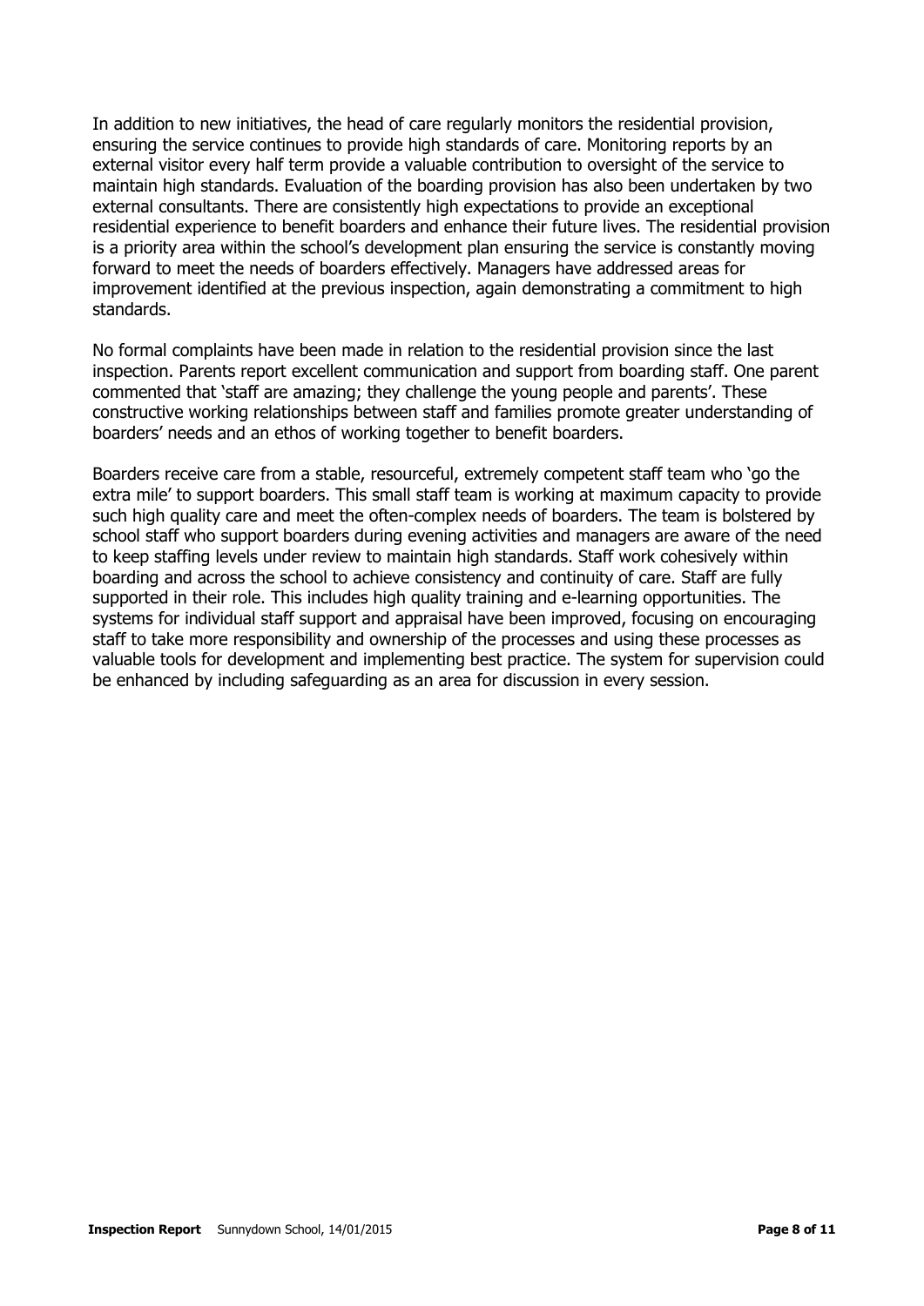In addition to new initiatives, the head of care regularly monitors the residential provision, ensuring the service continues to provide high standards of care. Monitoring reports by an external visitor every half term provide a valuable contribution to oversight of the service to maintain high standards. Evaluation of the boarding provision has also been undertaken by two external consultants. There are consistently high expectations to provide an exceptional residential experience to benefit boarders and enhance their future lives. The residential provision is a priority area within the school's development plan ensuring the service is constantly moving forward to meet the needs of boarders effectively. Managers have addressed areas for improvement identified at the previous inspection, again demonstrating a commitment to high standards.

No formal complaints have been made in relation to the residential provision since the last inspection. Parents report excellent communication and support from boarding staff. One parent commented that 'staff are amazing; they challenge the young people and parents'. These constructive working relationships between staff and families promote greater understanding of boarders' needs and an ethos of working together to benefit boarders.

Boarders receive care from a stable, resourceful, extremely competent staff team who 'go the extra mile' to support boarders. This small staff team is working at maximum capacity to provide such high quality care and meet the often-complex needs of boarders. The team is bolstered by school staff who support boarders during evening activities and managers are aware of the need to keep staffing levels under review to maintain high standards. Staff work cohesively within boarding and across the school to achieve consistency and continuity of care. Staff are fully supported in their role. This includes high quality training and e-learning opportunities. The systems for individual staff support and appraisal have been improved, focusing on encouraging staff to take more responsibility and ownership of the processes and using these processes as valuable tools for development and implementing best practice. The system for supervision could be enhanced by including safeguarding as an area for discussion in every session.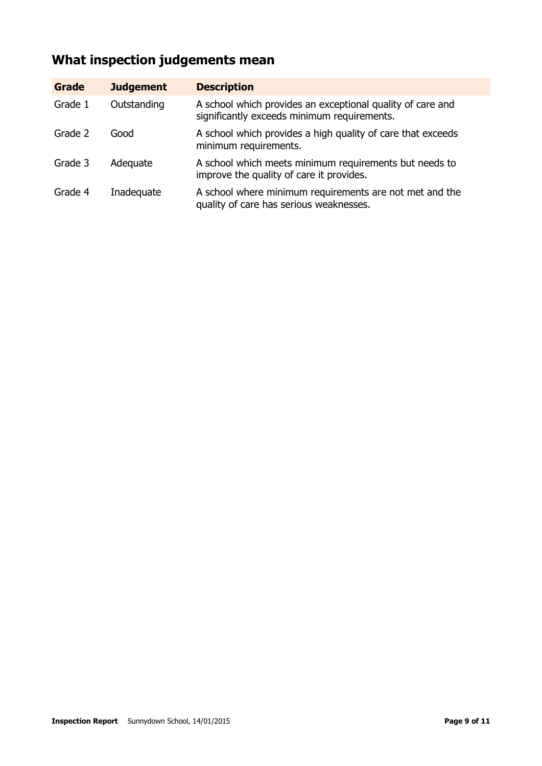## What inspection judgements mean

| Grade | Judgement | Description |
| --- | --- | --- |
| Grade 1 | Outstanding | A school which provides an exceptional quality of care and significantly exceeds minimum requirements. |
| Grade 2 | Good | A school which provides a high quality of care that exceeds minimum requirements. |
| Grade 3 | Adequate | A school which meets minimum requirements but needs to improve the quality of care it provides. |
| Grade 4 | Inadequate | A school where minimum requirements are not met and the quality of care has serious weaknesses. |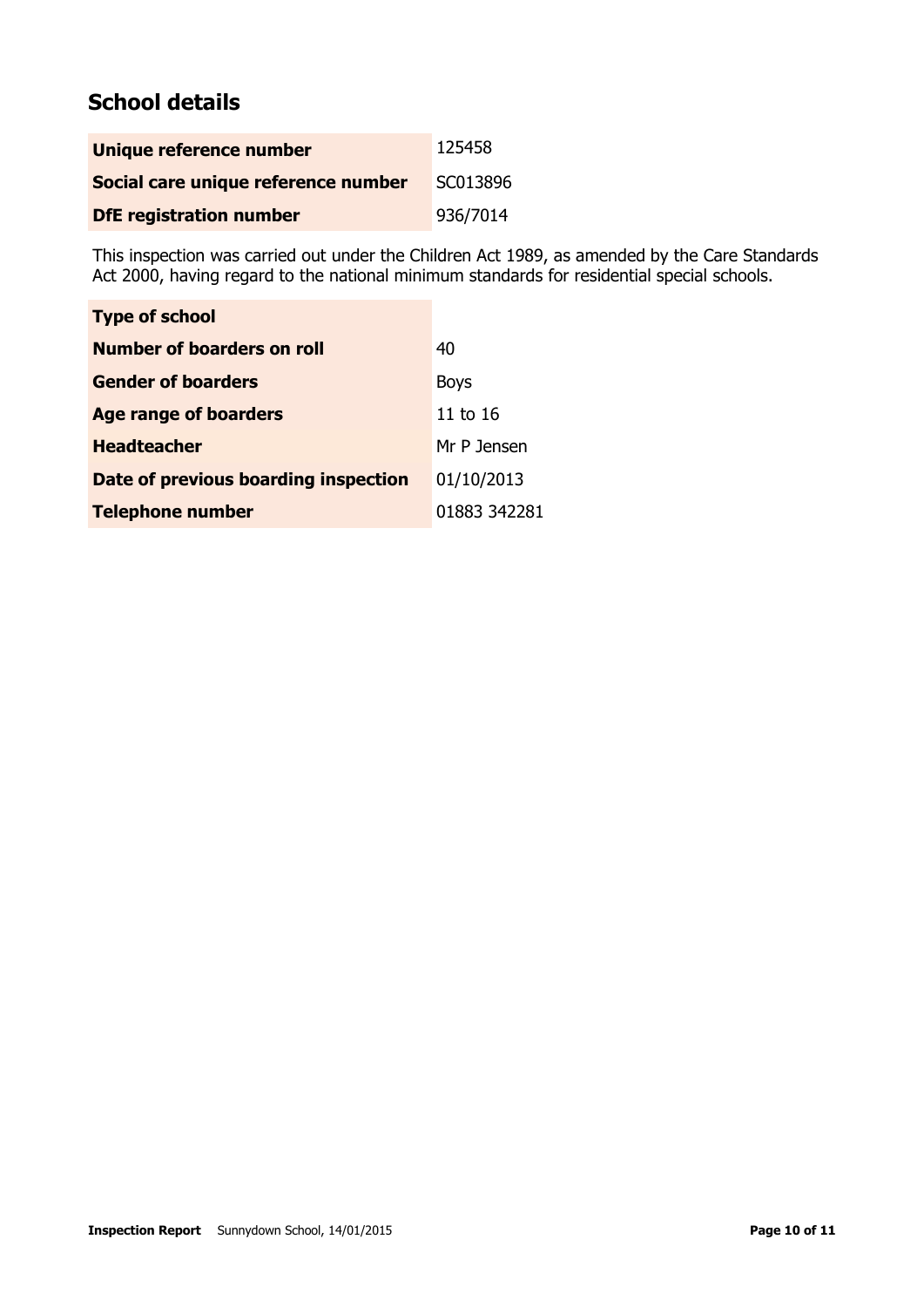## School details

| | |
|---|---|
| **Unique reference number** | 125458 |
| **Social care unique reference number** | SC013896 |
| **DfE registration number** | 936/7014 |

This inspection was carried out under the Children Act 1989, as amended by the Care Standards Act 2000, having regard to the national minimum standards for residential special schools.

| | |
|---|---|
| **Type of school** | |
| **Number of boarders on roll** | 40 |
| **Gender of boarders** | Boys |
| **Age range of boarders** | 11 to 16 |
| **Headteacher** | Mr P Jensen |
| **Date of previous boarding inspection** | 01/10/2013 |
| **Telephone number** | 01883 342281 |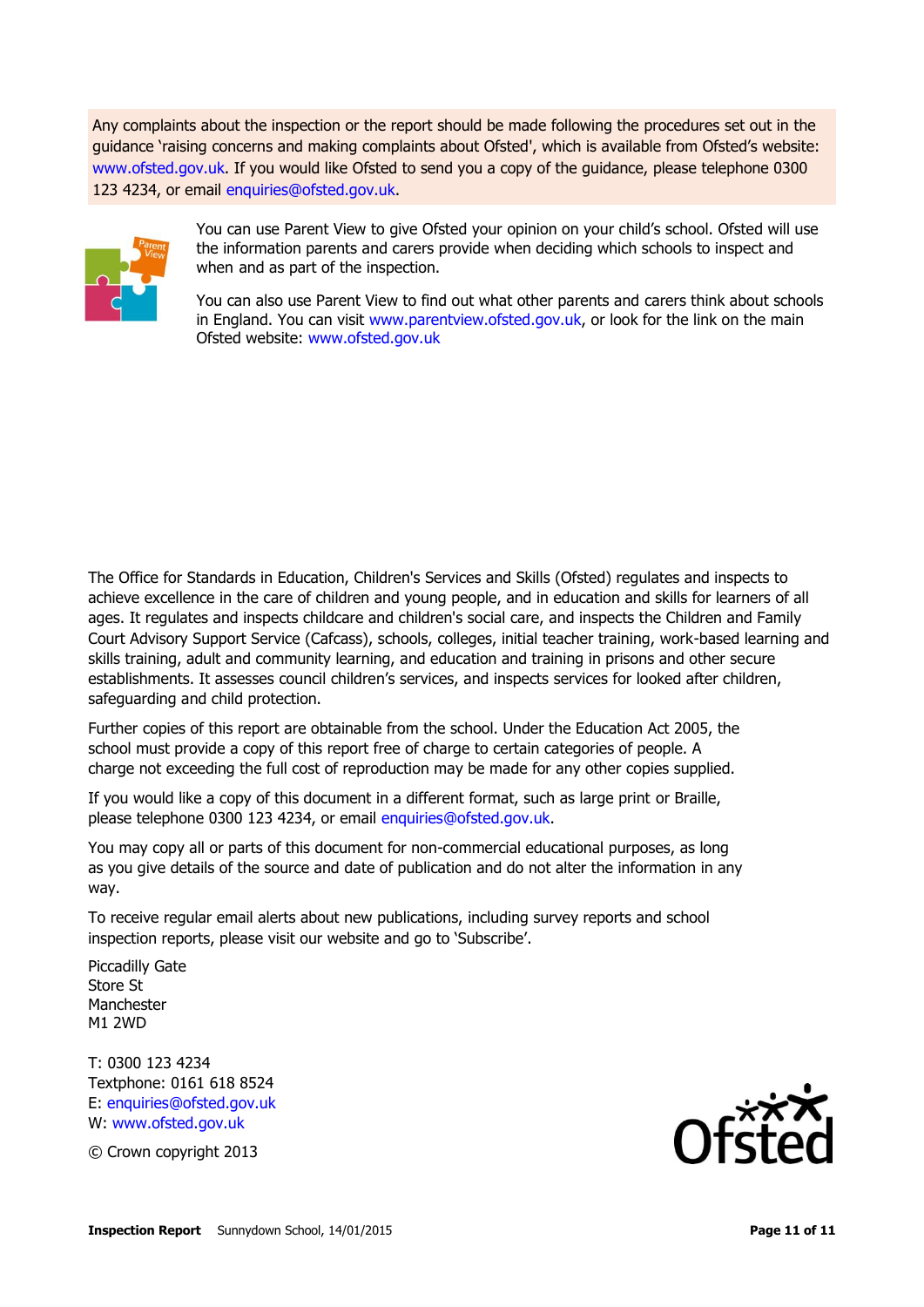Any complaints about the inspection or the report should be made following the procedures set out in the guidance 'raising concerns and making complaints about Ofsted', which is available from Ofsted's website: www.ofsted.gov.uk. If you would like Ofsted to send you a copy of the guidance, please telephone 0300 123 4234, or email enquiries@ofsted.gov.uk.

You can use Parent View to give Ofsted your opinion on your child's school. Ofsted will use the information parents and carers provide when deciding which schools to inspect and when and as part of the inspection.

You can also use Parent View to find out what other parents and carers think about schools in England. You can visit www.parentview.ofsted.gov.uk, or look for the link on the main Ofsted website: www.ofsted.gov.uk

The Office for Standards in Education, Children's Services and Skills (Ofsted) regulates and inspects to achieve excellence in the care of children and young people, and in education and skills for learners of all ages. It regulates and inspects childcare and children's social care, and inspects the Children and Family Court Advisory Support Service (Cafcass), schools, colleges, initial teacher training, work-based learning and skills training, adult and community learning, and education and training in prisons and other secure establishments. It assesses council children's services, and inspects services for looked after children, safeguarding and child protection.

Further copies of this report are obtainable from the school. Under the Education Act 2005, the school must provide a copy of this report free of charge to certain categories of people. A charge not exceeding the full cost of reproduction may be made for any other copies supplied.

If you would like a copy of this document in a different format, such as large print or Braille, please telephone 0300 123 4234, or email enquiries@ofsted.gov.uk.

You may copy all or parts of this document for non-commercial educational purposes, as long as you give details of the source and date of publication and do not alter the information in any way.

To receive regular email alerts about new publications, including survey reports and school inspection reports, please visit our website and go to 'Subscribe'.

Piccadilly Gate  
Store St  
Manchester  
M1 2WD

T: 0300 123 4234  
Textphone: 0161 618 8524  
E: enquiries@ofsted.gov.uk  
W: www.ofsted.gov.uk

© Crown copyright 2013